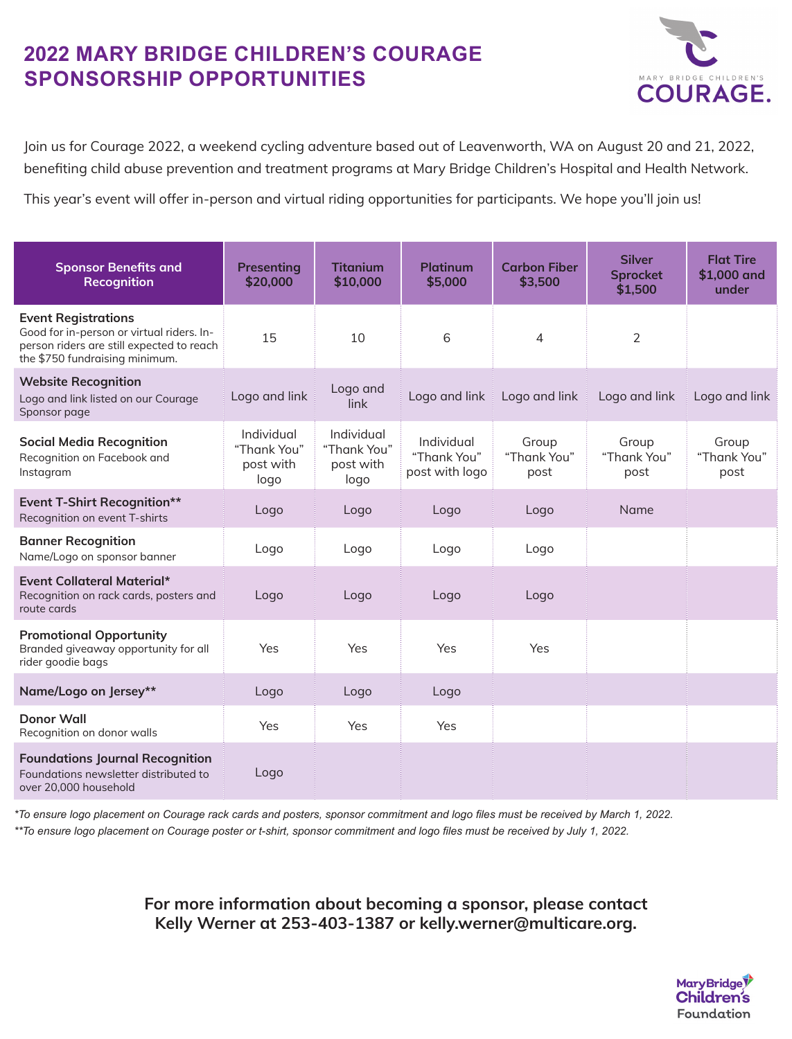# 2022 MARY BRIDGE CHILDREN'S COURAGE SPONSORSHIP OPPORTUNITIES

MARY BRIDGE CHILDREN'S COURAGE.

Join us for Courage 2022, a weekend cycling adventure based out of Leavenworth, WA on August 20 and 21, 2022, benefiting child abuse prevention and treatment programs at Mary Bridge Children's Hospital and Health Network.

This year's event will offer in-person and virtual riding opportunities for participants. We hope you'll join us!

| Sponsor Benefits and Recognition | Presenting $20,000 | Titanium $10,000 | Platinum $5,000 | Carbon Fiber $3,500 | Silver Sprocket $1,500 | Flat Tire $1,000 and under |
|---|---|---|---|---|---|---|
| **Event Registrations** Good for in-person or virtual riders. In-person riders are still expected to reach the $750 fundraising minimum. | 15 | 10 | 6 | 4 | 2 | |
| **Website Recognition** Logo and link listed on our Courage Sponsor page | Logo and link | Logo and link | Logo and link | Logo and link | Logo and link | Logo and link |
| **Social Media Recognition** Recognition on Facebook and Instagram | Individual "Thank You" post with logo | Individual "Thank You" post with logo | Individual "Thank You" post with logo | Group "Thank You" post | Group "Thank You" post | Group "Thank You" post |
| **Event T-Shirt Recognition**** Recognition on event T-shirts | Logo | Logo | Logo | Logo | Name | |
| **Banner Recognition** Name/Logo on sponsor banner | Logo | Logo | Logo | Logo | | |
| **Event Collateral Material*** Recognition on rack cards, posters and route cards | Logo | Logo | Logo | Logo | | |
| **Promotional Opportunity** Branded giveaway opportunity for all rider goodie bags | Yes | Yes | Yes | Yes | | |
| **Name/Logo on Jersey**** | Logo | Logo | Logo | | | |
| **Donor Wall** Recognition on donor walls | Yes | Yes | Yes | | | |
| **Foundations Journal Recognition** Foundations newsletter distributed to over 20,000 household | Logo | | | | | |

*\*To ensure logo placement on Courage rack cards and posters, sponsor commitment and logo files must be received by March 1, 2022.*

*\*\*To ensure logo placement on Courage poster or t-shirt, sponsor commitment and logo files must be received by July 1, 2022.*

**For more information about becoming a sponsor, please contact Kelly Werner at 253-403-1387 or kelly.werner@multicare.org.**

Mary Bridge Children's Foundation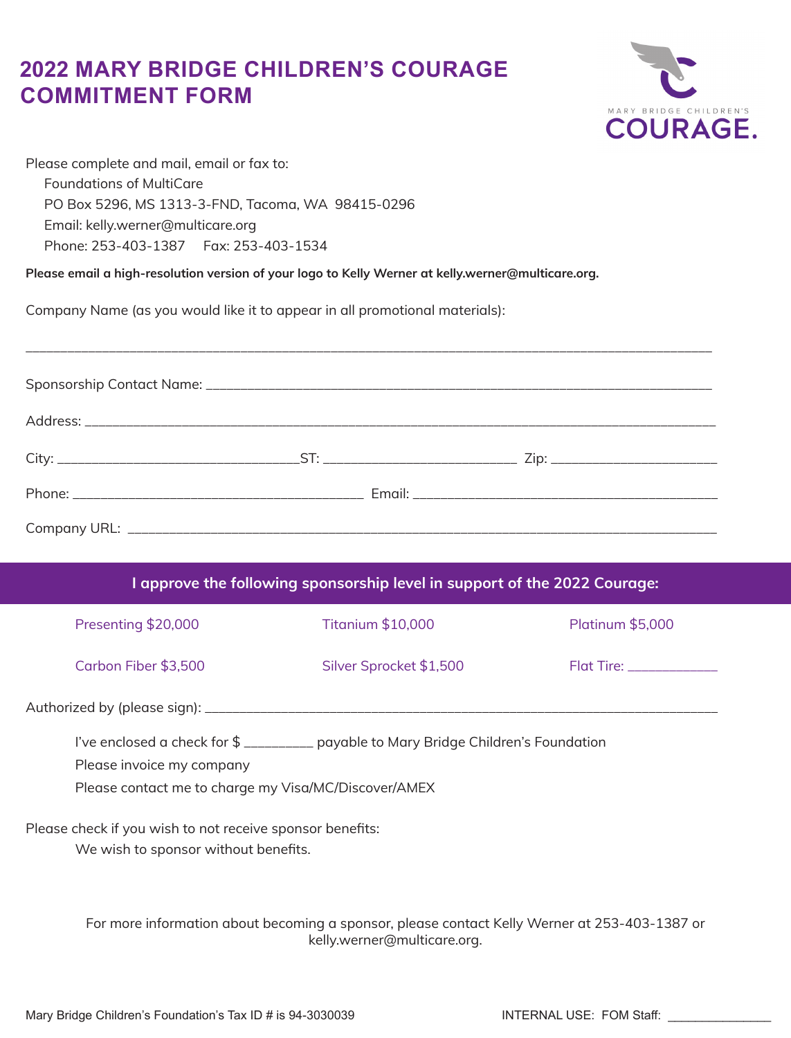# 2022 MARY BRIDGE CHILDREN'S COURAGE COMMITMENT FORM

MARY BRIDGE CHILDREN'S COURAGE.

Please complete and mail, email or fax to:

Foundations of MultiCare
PO Box 5296, MS 1313-3-FND, Tacoma, WA 98415-0296
Email: kelly.werner@multicare.org
Phone: 253-403-1387 Fax: 253-403-1534

**Please email a high-resolution version of your logo to Kelly Werner at kelly.werner@multicare.org.**

Company Name (as you would like it to appear in all promotional materials):

____________________________________________________________________________

Sponsorship Contact Name: ______________________________________________________

Address: ____________________________________________________________________

City: ___________________________ST: _______________________ Zip: ___________________

Phone: _________________________________ Email: ___________________________________

Company URL: ______________________________________________________________

**I approve the following sponsorship level in support of the 2022 Courage:**

Presenting $20,000

Titanium $10,000

Platinum $5,000

Carbon Fiber $3,500

Silver Sprocket $1,500

Flat Tire: ___________

Authorized by (please sign): ______________________________________________________

I've enclosed a check for $ _________ payable to Mary Bridge Children's Foundation

Please invoice my company

Please contact me to charge my Visa/MC/Discover/AMEX

Please check if you wish to not receive sponsor benefits:

We wish to sponsor without benefits.

For more information about becoming a sponsor, please contact Kelly Werner at 253-403-1387 or kelly.werner@multicare.org.

Mary Bridge Children's Foundation's Tax ID # is 94-3030039

INTERNAL USE: FOM Staff: _______________